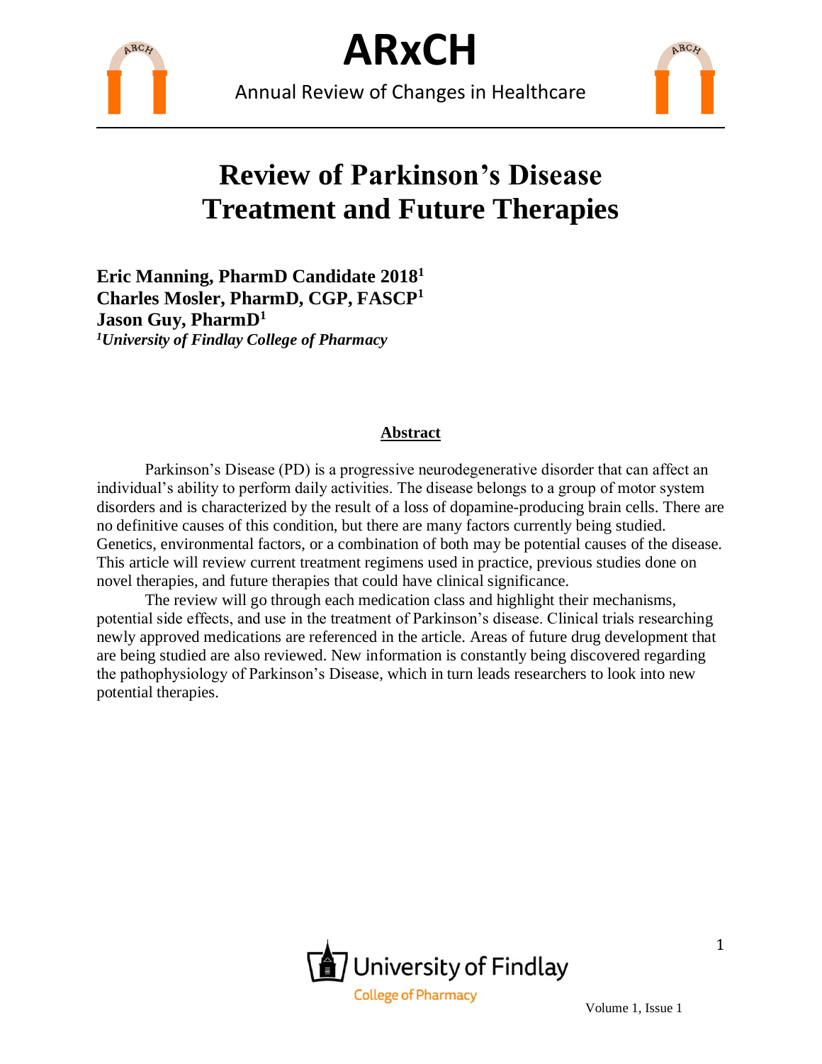# Review of Parkinson's Disease Treatment and Future Therapies

**Eric Manning, PharmD Candidate 2018[1]**
**Charles Mosler, PharmD, CGP, FASCP[1]**
**Jason Guy, PharmD[1]**
***[1]University of Findlay College of Pharmacy***

## Abstract

Parkinson's Disease (PD) is a progressive neurodegenerative disorder that can affect an individual's ability to perform daily activities. The disease belongs to a group of motor system disorders and is characterized by the result of a loss of dopamine-producing brain cells. There are no definitive causes of this condition, but there are many factors currently being studied. Genetics, environmental factors, or a combination of both may be potential causes of the disease. This article will review current treatment regimens used in practice, previous studies done on novel therapies, and future therapies that could have clinical significance.

The review will go through each medication class and highlight their mechanisms, potential side effects, and use in the treatment of Parkinson's disease. Clinical trials researching newly approved medications are referenced in the article. Areas of future drug development that are being studied are also reviewed. New information is constantly being discovered regarding the pathophysiology of Parkinson's Disease, which in turn leads researchers to look into new potential therapies.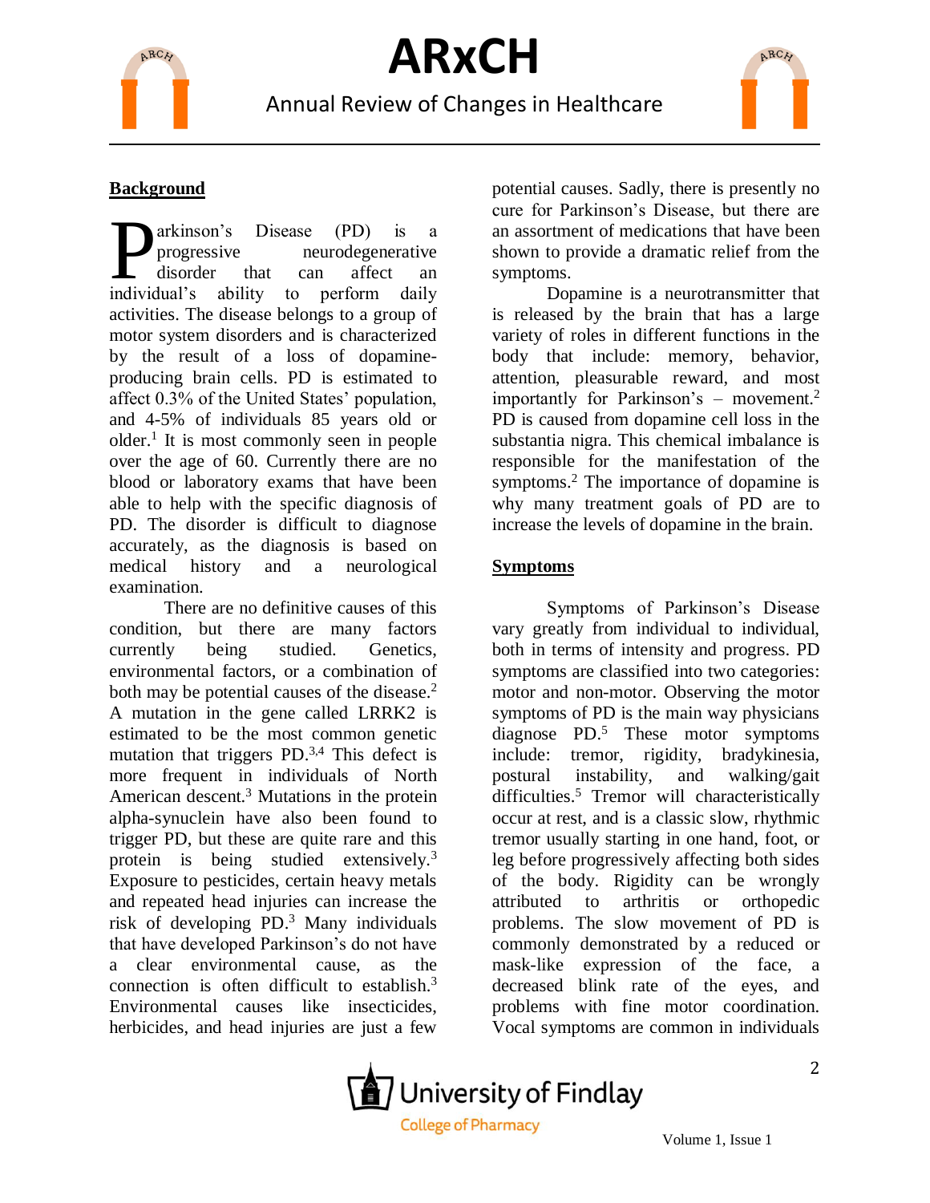## Background

Parkinson's Disease (PD) is a progressive neurodegenerative disorder that can affect an individual's ability to perform daily activities. The disease belongs to a group of motor system disorders and is characterized by the result of a loss of dopamine-producing brain cells. PD is estimated to affect 0.3% of the United States' population, and 4-5% of individuals 85 years old or older.[1] It is most commonly seen in people over the age of 60. Currently there are no blood or laboratory exams that have been able to help with the specific diagnosis of PD. The disorder is difficult to diagnose accurately, as the diagnosis is based on medical history and a neurological examination.

There are no definitive causes of this condition, but there are many factors currently being studied. Genetics, environmental factors, or a combination of both may be potential causes of the disease.[2] A mutation in the gene called LRRK2 is estimated to be the most common genetic mutation that triggers PD.[3,4] This defect is more frequent in individuals of North American descent.[3] Mutations in the protein alpha-synuclein have also been found to trigger PD, but these are quite rare and this protein is being studied extensively.[3] Exposure to pesticides, certain heavy metals and repeated head injuries can increase the risk of developing PD.[3] Many individuals that have developed Parkinson's do not have a clear environmental cause, as the connection is often difficult to establish.[3] Environmental causes like insecticides, herbicides, and head injuries are just a few potential causes. Sadly, there is presently no cure for Parkinson's Disease, but there are an assortment of medications that have been shown to provide a dramatic relief from the symptoms.

Dopamine is a neurotransmitter that is released by the brain that has a large variety of roles in different functions in the body that include: memory, behavior, attention, pleasurable reward, and most importantly for Parkinson's – movement.[2] PD is caused from dopamine cell loss in the substantia nigra. This chemical imbalance is responsible for the manifestation of the symptoms.[2] The importance of dopamine is why many treatment goals of PD are to increase the levels of dopamine in the brain.

## Symptoms

Symptoms of Parkinson's Disease vary greatly from individual to individual, both in terms of intensity and progress. PD symptoms are classified into two categories: motor and non-motor. Observing the motor symptoms of PD is the main way physicians diagnose PD.[5] These motor symptoms include: tremor, rigidity, bradykinesia, postural instability, and walking/gait difficulties.[5] Tremor will characteristically occur at rest, and is a classic slow, rhythmic tremor usually starting in one hand, foot, or leg before progressively affecting both sides of the body. Rigidity can be wrongly attributed to arthritis or orthopedic problems. The slow movement of PD is commonly demonstrated by a reduced or mask-like expression of the face, a decreased blink rate of the eyes, and problems with fine motor coordination. Vocal symptoms are common in individuals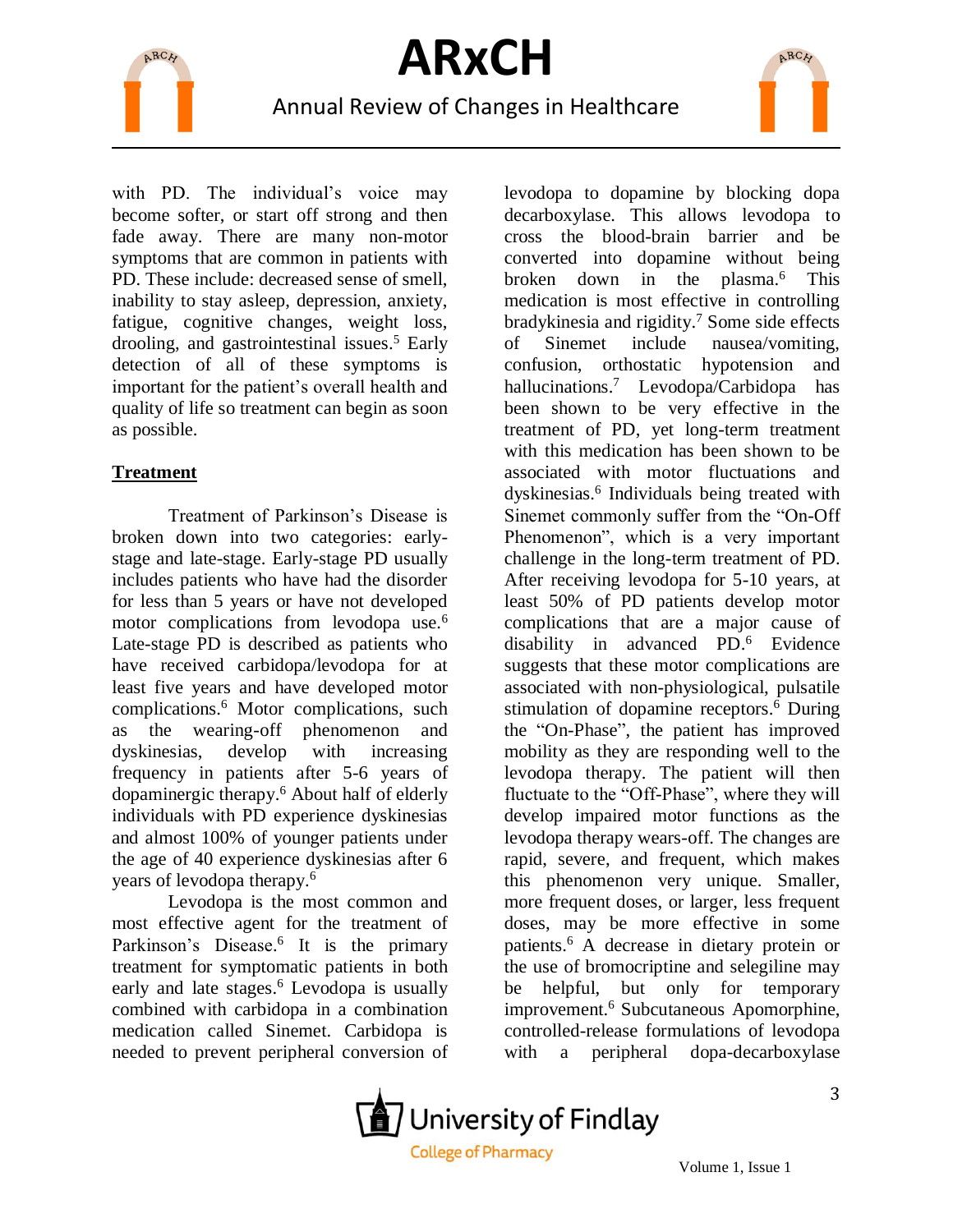with PD. The individual's voice may become softer, or start off strong and then fade away. There are many non-motor symptoms that are common in patients with PD. These include: decreased sense of smell, inability to stay asleep, depression, anxiety, fatigue, cognitive changes, weight loss, drooling, and gastrointestinal issues.[5] Early detection of all of these symptoms is important for the patient's overall health and quality of life so treatment can begin as soon as possible.

## Treatment

Treatment of Parkinson's Disease is broken down into two categories: early-stage and late-stage. Early-stage PD usually includes patients who have had the disorder for less than 5 years or have not developed motor complications from levodopa use.[6] Late-stage PD is described as patients who have received carbidopa/levodopa for at least five years and have developed motor complications.[6] Motor complications, such as the wearing-off phenomenon and dyskinesias, develop with increasing frequency in patients after 5-6 years of dopaminergic therapy.[6] About half of elderly individuals with PD experience dyskinesias and almost 100% of younger patients under the age of 40 experience dyskinesias after 6 years of levodopa therapy.[6]

Levodopa is the most common and most effective agent for the treatment of Parkinson's Disease.[6] It is the primary treatment for symptomatic patients in both early and late stages.[6] Levodopa is usually combined with carbidopa in a combination medication called Sinemet. Carbidopa is needed to prevent peripheral conversion of levodopa to dopamine by blocking dopa decarboxylase. This allows levodopa to cross the blood-brain barrier and be converted into dopamine without being broken down in the plasma.[6] This medication is most effective in controlling bradykinesia and rigidity.[7] Some side effects of Sinemet include nausea/vomiting, confusion, orthostatic hypotension and hallucinations.[7] Levodopa/Carbidopa has been shown to be very effective in the treatment of PD, yet long-term treatment with this medication has been shown to be associated with motor fluctuations and dyskinesias.[6] Individuals being treated with Sinemet commonly suffer from the "On-Off Phenomenon", which is a very important challenge in the long-term treatment of PD. After receiving levodopa for 5-10 years, at least 50% of PD patients develop motor complications that are a major cause of disability in advanced PD.[6] Evidence suggests that these motor complications are associated with non-physiological, pulsatile stimulation of dopamine receptors.[6] During the "On-Phase", the patient has improved mobility as they are responding well to the levodopa therapy. The patient will then fluctuate to the "Off-Phase", where they will develop impaired motor functions as the levodopa therapy wears-off. The changes are rapid, severe, and frequent, which makes this phenomenon very unique. Smaller, more frequent doses, or larger, less frequent doses, may be more effective in some patients.[6] A decrease in dietary protein or the use of bromocriptine and selegiline may be helpful, but only for temporary improvement.[6] Subcutaneous Apomorphine, controlled-release formulations of levodopa with a peripheral dopa-decarboxylase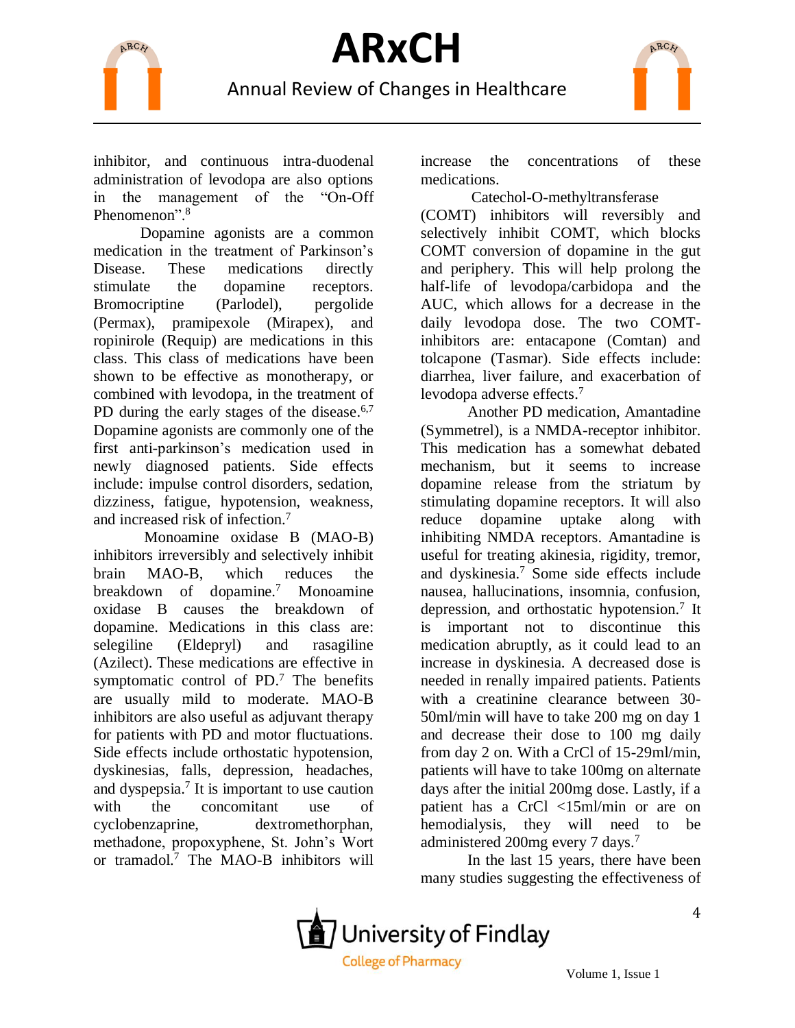inhibitor, and continuous intra-duodenal administration of levodopa are also options in the management of the "On-Off Phenomenon".[8]

Dopamine agonists are a common medication in the treatment of Parkinson's Disease. These medications directly stimulate the dopamine receptors. Bromocriptine (Parlodel), pergolide (Permax), pramipexole (Mirapex), and ropinirole (Requip) are medications in this class. This class of medications have been shown to be effective as monotherapy, or combined with levodopa, in the treatment of PD during the early stages of the disease.[6,7] Dopamine agonists are commonly one of the first anti-parkinson's medication used in newly diagnosed patients. Side effects include: impulse control disorders, sedation, dizziness, fatigue, hypotension, weakness, and increased risk of infection.[7]

Monoamine oxidase B (MAO-B) inhibitors irreversibly and selectively inhibit brain MAO-B, which reduces the breakdown of dopamine.[7] Monoamine oxidase B causes the breakdown of dopamine. Medications in this class are: selegiline (Eldepryl) and rasagiline (Azilect). These medications are effective in symptomatic control of PD.[7] The benefits are usually mild to moderate. MAO-B inhibitors are also useful as adjuvant therapy for patients with PD and motor fluctuations. Side effects include orthostatic hypotension, dyskinesias, falls, depression, headaches, and dyspepsia.[7] It is important to use caution with the concomitant use of cyclobenzaprine, dextromethorphan, methadone, propoxyphene, St. John's Wort or tramadol.[7] The MAO-B inhibitors will increase the concentrations of these medications.

Catechol-O-methyltransferase (COMT) inhibitors will reversibly and selectively inhibit COMT, which blocks COMT conversion of dopamine in the gut and periphery. This will help prolong the half-life of levodopa/carbidopa and the AUC, which allows for a decrease in the daily levodopa dose. The two COMT-inhibitors are: entacapone (Comtan) and tolcapone (Tasmar). Side effects include: diarrhea, liver failure, and exacerbation of levodopa adverse effects.[7]

Another PD medication, Amantadine (Symmetrel), is a NMDA-receptor inhibitor. This medication has a somewhat debated mechanism, but it seems to increase dopamine release from the striatum by stimulating dopamine receptors. It will also reduce dopamine uptake along with inhibiting NMDA receptors. Amantadine is useful for treating akinesia, rigidity, tremor, and dyskinesia.[7] Some side effects include nausea, hallucinations, insomnia, confusion, depression, and orthostatic hypotension.[7] It is important not to discontinue this medication abruptly, as it could lead to an increase in dyskinesia. A decreased dose is needed in renally impaired patients. Patients with a creatinine clearance between 30-50ml/min will have to take 200 mg on day 1 and decrease their dose to 100 mg daily from day 2 on. With a CrCl of 15-29ml/min, patients will have to take 100mg on alternate days after the initial 200mg dose. Lastly, if a patient has a CrCl <15ml/min or are on hemodialysis, they will need to be administered 200mg every 7 days.[7]

In the last 15 years, there have been many studies suggesting the effectiveness of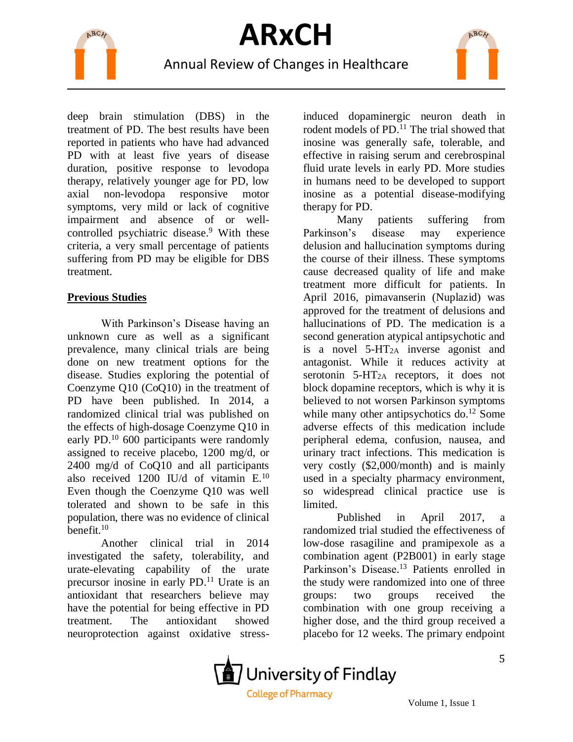deep brain stimulation (DBS) in the treatment of PD. The best results have been reported in patients who have had advanced PD with at least five years of disease duration, positive response to levodopa therapy, relatively younger age for PD, low axial non-levodopa responsive motor symptoms, very mild or lack of cognitive impairment and absence of or well-controlled psychiatric disease.[9] With these criteria, a very small percentage of patients suffering from PD may be eligible for DBS treatment.

## Previous Studies

With Parkinson's Disease having an unknown cure as well as a significant prevalence, many clinical trials are being done on new treatment options for the disease. Studies exploring the potential of Coenzyme Q10 (CoQ10) in the treatment of PD have been published. In 2014, a randomized clinical trial was published on the effects of high-dosage Coenzyme Q10 in early PD.[10] 600 participants were randomly assigned to receive placebo, 1200 mg/d, or 2400 mg/d of CoQ10 and all participants also received 1200 IU/d of vitamin E.[10] Even though the Coenzyme Q10 was well tolerated and shown to be safe in this population, there was no evidence of clinical benefit.[10]

Another clinical trial in 2014 investigated the safety, tolerability, and urate-elevating capability of the urate precursor inosine in early PD.[11] Urate is an antioxidant that researchers believe may have the potential for being effective in PD treatment. The antioxidant showed neuroprotection against oxidative stress-induced dopaminergic neuron death in rodent models of PD.[11] The trial showed that inosine was generally safe, tolerable, and effective in raising serum and cerebrospinal fluid urate levels in early PD. More studies in humans need to be developed to support inosine as a potential disease-modifying therapy for PD.

Many patients suffering from Parkinson's disease may experience delusion and hallucination symptoms during the course of their illness. These symptoms cause decreased quality of life and make treatment more difficult for patients. In April 2016, pimavanserin (Nuplazid) was approved for the treatment of delusions and hallucinations of PD. The medication is a second generation atypical antipsychotic and is a novel 5-$HT_{2A}$ inverse agonist and antagonist. While it reduces activity at serotonin 5-$HT_{2A}$ receptors, it does not block dopamine receptors, which is why it is believed to not worsen Parkinson symptoms while many other antipsychotics do.[12] Some adverse effects of this medication include peripheral edema, confusion, nausea, and urinary tract infections. This medication is very costly ($2,000/month) and is mainly used in a specialty pharmacy environment, so widespread clinical practice use is limited.

Published in April 2017, a randomized trial studied the effectiveness of low-dose rasagiline and pramipexole as a combination agent (P2B001) in early stage Parkinson's Disease.[13] Patients enrolled in the study were randomized into one of three groups: two groups received the combination with one group receiving a higher dose, and the third group received a placebo for 12 weeks. The primary endpoint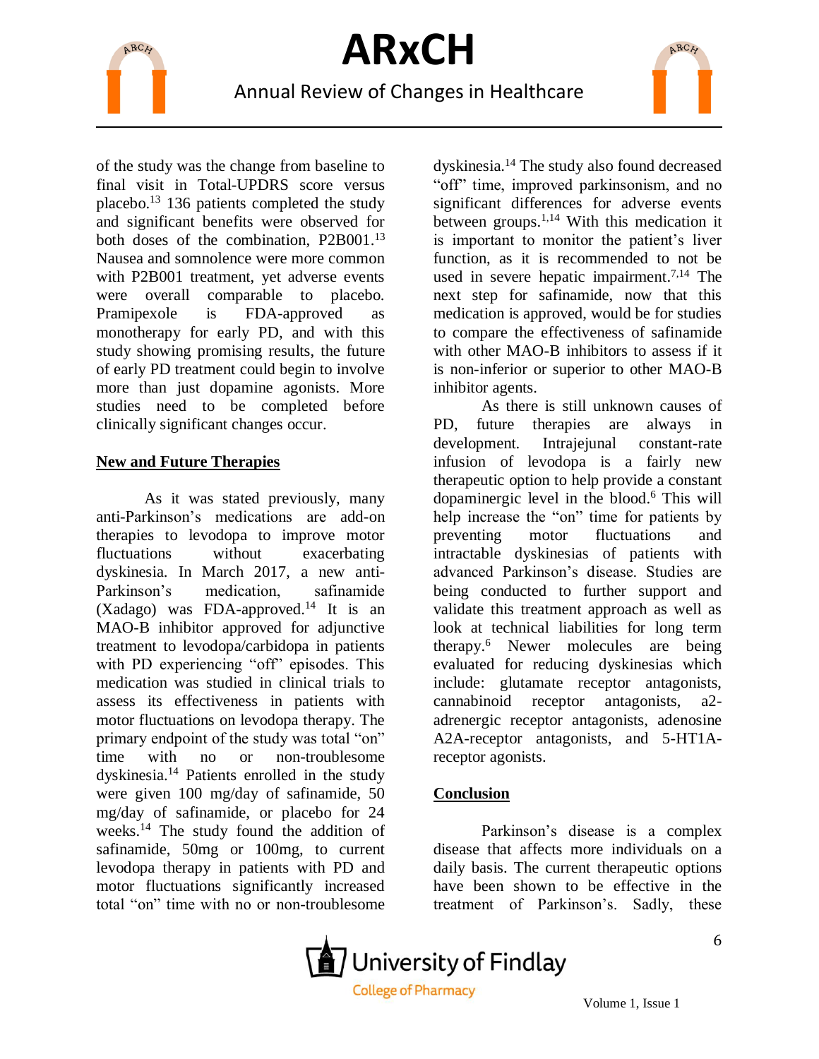of the study was the change from baseline to final visit in Total-UPDRS score versus placebo.[13] 136 patients completed the study and significant benefits were observed for both doses of the combination, P2B001.[13] Nausea and somnolence were more common with P2B001 treatment, yet adverse events were overall comparable to placebo. Pramipexole is FDA-approved as monotherapy for early PD, and with this study showing promising results, the future of early PD treatment could begin to involve more than just dopamine agonists. More studies need to be completed before clinically significant changes occur.

## New and Future Therapies

As it was stated previously, many anti-Parkinson's medications are add-on therapies to levodopa to improve motor fluctuations without exacerbating dyskinesia. In March 2017, a new anti-Parkinson's medication, safinamide (Xadago) was FDA-approved.[14] It is an MAO-B inhibitor approved for adjunctive treatment to levodopa/carbidopa in patients with PD experiencing "off" episodes. This medication was studied in clinical trials to assess its effectiveness in patients with motor fluctuations on levodopa therapy. The primary endpoint of the study was total "on" time with no or non-troublesome dyskinesia.[14] Patients enrolled in the study were given 100 mg/day of safinamide, 50 mg/day of safinamide, or placebo for 24 weeks.[14] The study found the addition of safinamide, 50mg or 100mg, to current levodopa therapy in patients with PD and motor fluctuations significantly increased total "on" time with no or non-troublesome dyskinesia.[14] The study also found decreased "off" time, improved parkinsonism, and no significant differences for adverse events between groups.[1,14] With this medication it is important to monitor the patient's liver function, as it is recommended to not be used in severe hepatic impairment.[7,14] The next step for safinamide, now that this medication is approved, would be for studies to compare the effectiveness of safinamide with other MAO-B inhibitors to assess if it is non-inferior or superior to other MAO-B inhibitor agents.

As there is still unknown causes of PD, future therapies are always in development. Intrajejunal constant-rate infusion of levodopa is a fairly new therapeutic option to help provide a constant dopaminergic level in the blood.[6] This will help increase the "on" time for patients by preventing motor fluctuations and intractable dyskinesias of patients with advanced Parkinson's disease. Studies are being conducted to further support and validate this treatment approach as well as look at technical liabilities for long term therapy.[6] Newer molecules are being evaluated for reducing dyskinesias which include: glutamate receptor antagonists, cannabinoid receptor antagonists, a2-adrenergic receptor antagonists, adenosine A2A-receptor antagonists, and 5-HT1A-receptor agonists.

## Conclusion

Parkinson's disease is a complex disease that affects more individuals on a daily basis. The current therapeutic options have been shown to be effective in the treatment of Parkinson's. Sadly, these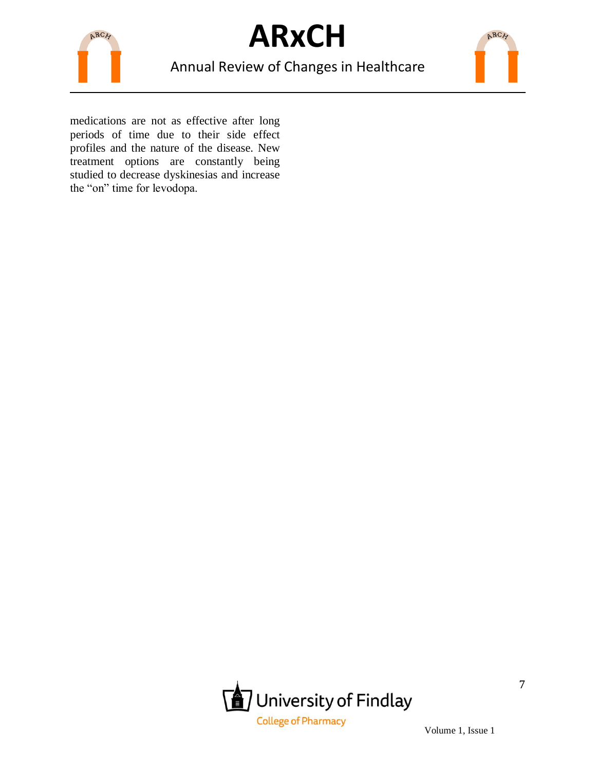medications are not as effective after long periods of time due to their side effect profiles and the nature of the disease. New treatment options are constantly being studied to decrease dyskinesias and increase the "on" time for levodopa.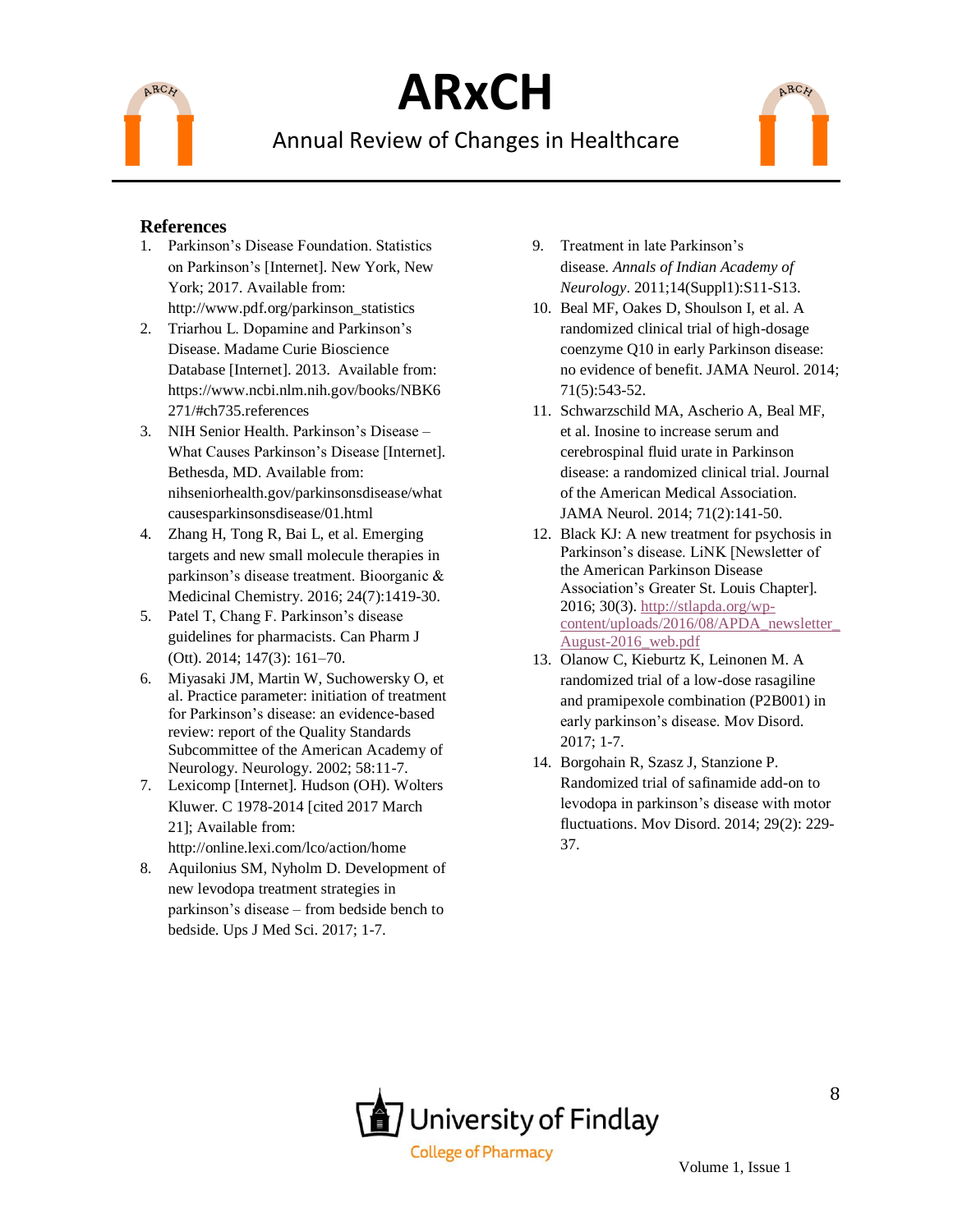## References

1. Parkinson's Disease Foundation. Statistics on Parkinson's [Internet]. New York, New York; 2017. Available from: http://www.pdf.org/parkinson_statistics
2. Triarhou L. Dopamine and Parkinson's Disease. Madame Curie Bioscience Database [Internet]. 2013. Available from: https://www.ncbi.nlm.nih.gov/books/NBK6271/#ch735.references
3. NIH Senior Health. Parkinson's Disease – What Causes Parkinson's Disease [Internet]. Bethesda, MD. Available from: nihseniorhealth.gov/parkinsonsdisease/whatcausesparkinsonsdisease/01.html
4. Zhang H, Tong R, Bai L, et al. Emerging targets and new small molecule therapies in parkinson's disease treatment. Bioorganic & Medicinal Chemistry. 2016; 24(7):1419-30.
5. Patel T, Chang F. Parkinson's disease guidelines for pharmacists. Can Pharm J (Ott). 2014; 147(3): 161–70.
6. Miyasaki JM, Martin W, Suchowersky O, et al. Practice parameter: initiation of treatment for Parkinson's disease: an evidence-based review: report of the Quality Standards Subcommittee of the American Academy of Neurology. Neurology. 2002; 58:11-7.
7. Lexicomp [Internet]. Hudson (OH). Wolters Kluwer. C 1978-2014 [cited 2017 March 21]; Available from: http://online.lexi.com/lco/action/home
8. Aquilonius SM, Nyholm D. Development of new levodopa treatment strategies in parkinson's disease – from bedside bench to bedside. Ups J Med Sci. 2017; 1-7.
9. Treatment in late Parkinson's disease. *Annals of Indian Academy of Neurology*. 2011;14(Suppl1):S11-S13.
10. Beal MF, Oakes D, Shoulson I, et al. A randomized clinical trial of high-dosage coenzyme Q10 in early Parkinson disease: no evidence of benefit. JAMA Neurol. 2014; 71(5):543-52.
11. Schwarzschild MA, Ascherio A, Beal MF, et al. Inosine to increase serum and cerebrospinal fluid urate in Parkinson disease: a randomized clinical trial. Journal of the American Medical Association. JAMA Neurol. 2014; 71(2):141-50.
12. Black KJ: A new treatment for psychosis in Parkinson's disease. LiNK [Newsletter of the American Parkinson Disease Association's Greater St. Louis Chapter]. 2016; 30(3). http://stlapda.org/wp-content/uploads/2016/08/APDA_newsletter_August-2016_web.pdf
13. Olanow C, Kieburtz K, Leinonen M. A randomized trial of a low-dose rasagiline and pramipexole combination (P2B001) in early parkinson's disease. Mov Disord. 2017; 1-7.
14. Borgohain R, Szasz J, Stanzione P. Randomized trial of safinamide add-on to levodopa in parkinson's disease with motor fluctuations. Mov Disord. 2014; 29(2): 229-37.